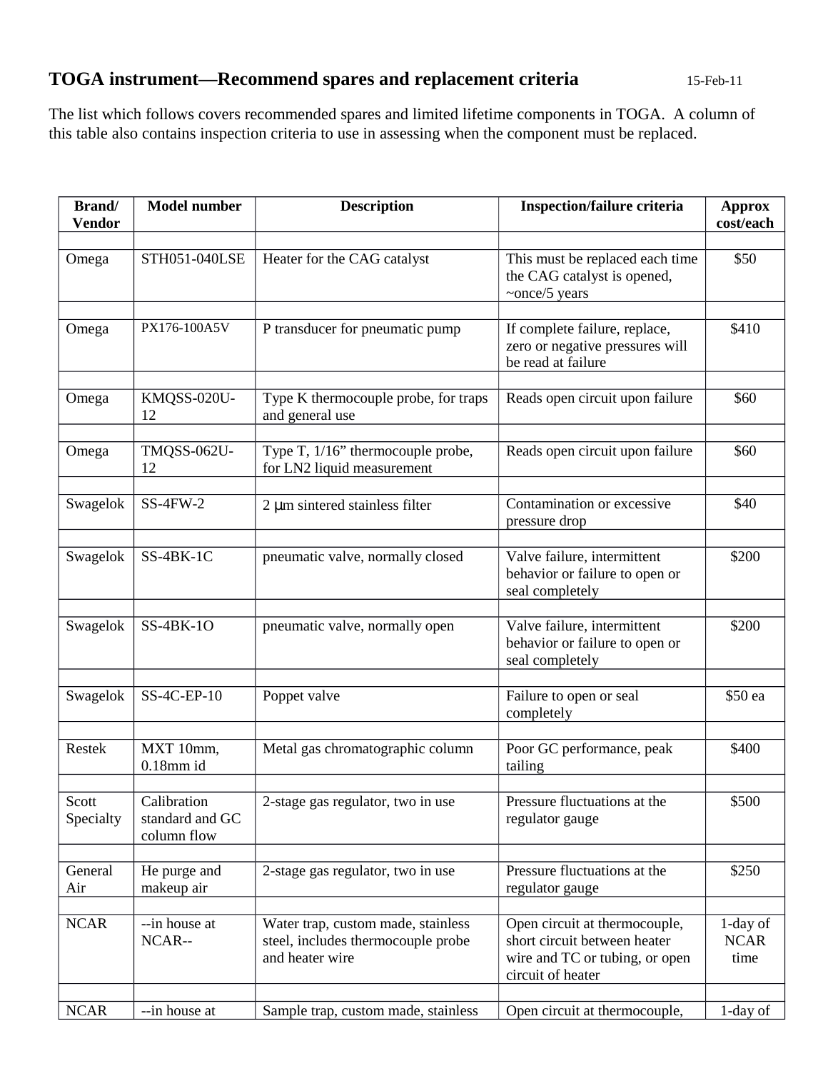# TOGA instrument—Recommend spares and replacement criteria

15-Feb-11

The list which follows covers recommended spares and limited lifetime components in TOGA. A column of this table also contains inspection criteria to use in assessing when the component must be replaced.

| Brand/ Vendor | Model number | Description | Inspection/failure criteria | Approx cost/each |
|---|---|---|---|---|
| | | | | |
| Omega | STH051-040LSE | Heater for the CAG catalyst | This must be replaced each time the CAG catalyst is opened, ~once/5 years | $50 |
| | | | | |
| Omega | PX176-100A5V | P transducer for pneumatic pump | If complete failure, replace, zero or negative pressures will be read at failure | $410 |
| | | | | |
| Omega | KMQSS-020U-12 | Type K thermocouple probe, for traps and general use | Reads open circuit upon failure | $60 |
| | | | | |
| Omega | TMQSS-062U-12 | Type T, 1/16" thermocouple probe, for LN2 liquid measurement | Reads open circuit upon failure | $60 |
| | | | | |
| Swagelok | SS-4FW-2 | 2 μm sintered stainless filter | Contamination or excessive pressure drop | $40 |
| | | | | |
| Swagelok | SS-4BK-1C | pneumatic valve, normally closed | Valve failure, intermittent behavior or failure to open or seal completely | $200 |
| | | | | |
| Swagelok | SS-4BK-1O | pneumatic valve, normally open | Valve failure, intermittent behavior or failure to open or seal completely | $200 |
| | | | | |
| Swagelok | SS-4C-EP-10 | Poppet valve | Failure to open or seal completely | $50 ea |
| | | | | |
| Restek | MXT 10mm, 0.18mm id | Metal gas chromatographic column | Poor GC performance, peak tailing | $400 |
| | | | | |
| Scott Specialty | Calibration standard and GC column flow | 2-stage gas regulator, two in use | Pressure fluctuations at the regulator gauge | $500 |
| | | | | |
| General Air | He purge and makeup air | 2-stage gas regulator, two in use | Pressure fluctuations at the regulator gauge | $250 |
| | | | | |
| NCAR | --in house at NCAR-- | Water trap, custom made, stainless steel, includes thermocouple probe and heater wire | Open circuit at thermocouple, short circuit between heater wire and TC or tubing, or open circuit of heater | 1-day of NCAR time |
| | | | | |
| NCAR | --in house at | Sample trap, custom made, stainless | Open circuit at thermocouple, | 1-day of |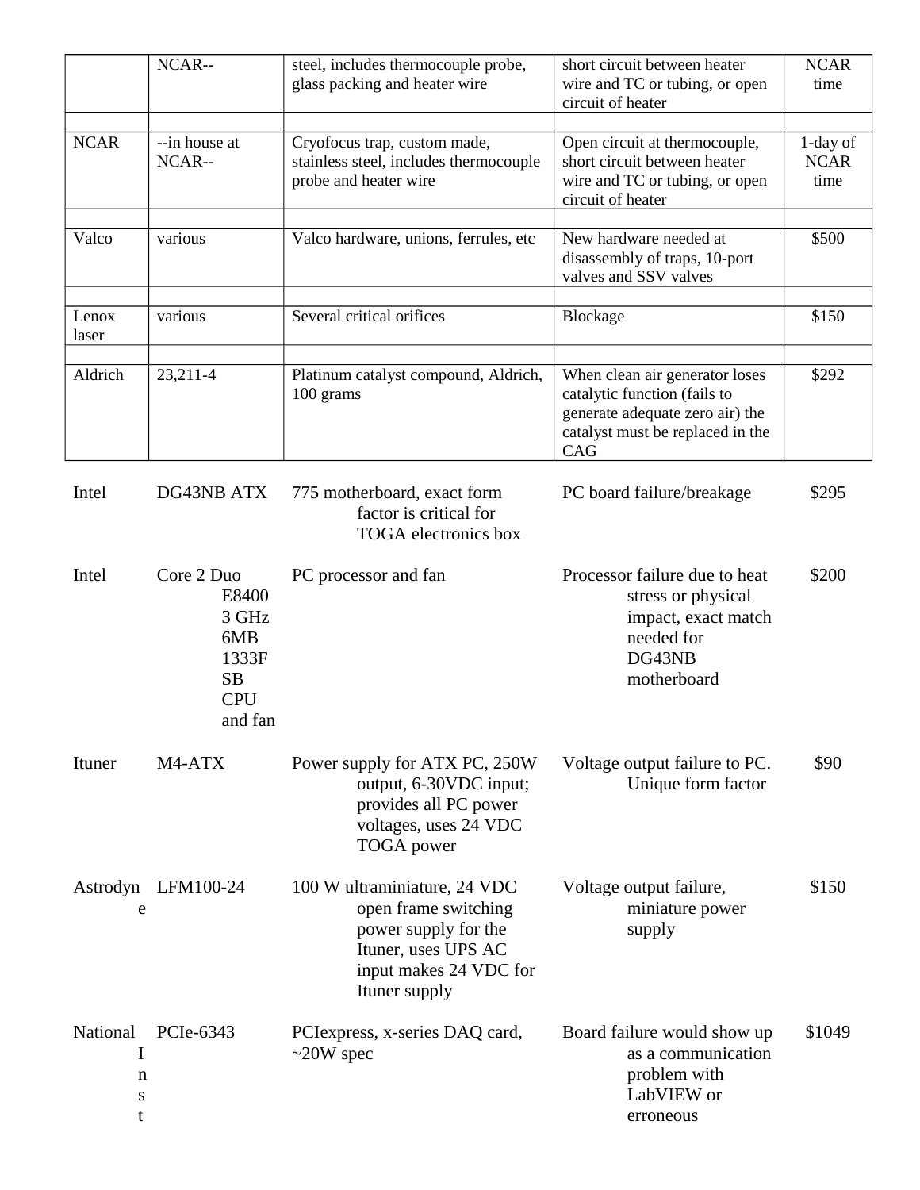| | | | | |
|---|---|---|---|---|
| | NCAR-- | steel, includes thermocouple probe, glass packing and heater wire | short circuit between heater wire and TC or tubing, or open circuit of heater | NCAR time |
| | | | | |
| NCAR | --in house at NCAR-- | Cryofocus trap, custom made, stainless steel, includes thermocouple probe and heater wire | Open circuit at thermocouple, short circuit between heater wire and TC or tubing, or open circuit of heater | 1-day of NCAR time |
| | | | | |
| Valco | various | Valco hardware, unions, ferrules, etc | New hardware needed at disassembly of traps, 10-port valves and SSV valves | $500 |
| | | | | |
| Lenox laser | various | Several critical orifices | Blockage | $150 |
| | | | | |
| Aldrich | 23,211-4 | Platinum catalyst compound, Aldrich, 100 grams | When clean air generator loses catalytic function (fails to generate adequate zero air) the catalyst must be replaced in the CAG | $292 |
| Intel | DG43NB ATX | 775 motherboard, exact form factor is critical for TOGA electronics box | PC board failure/breakage | $295 |
| Intel | Core 2 Duo E8400 3 GHz 6MB 1333F SB CPU and fan | PC processor and fan | Processor failure due to heat stress or physical impact, exact match needed for DG43NB motherboard | $200 |
| Ituner | M4-ATX | Power supply for ATX PC, 250W output, 6-30VDC input; provides all PC power voltages, uses 24 VDC TOGA power | Voltage output failure to PC. Unique form factor | $90 |
| Astrodyne | LFM100-24 | 100 W ultraminiature, 24 VDC open frame switching power supply for the Ituner, uses UPS AC input makes 24 VDC for Ituner supply | Voltage output failure, miniature power supply | $150 |
| National Inst | PCIe-6343 | PCIexpress, x-series DAQ card, ~20W spec | Board failure would show up as a communication problem with LabVIEW or erroneous | $1049 |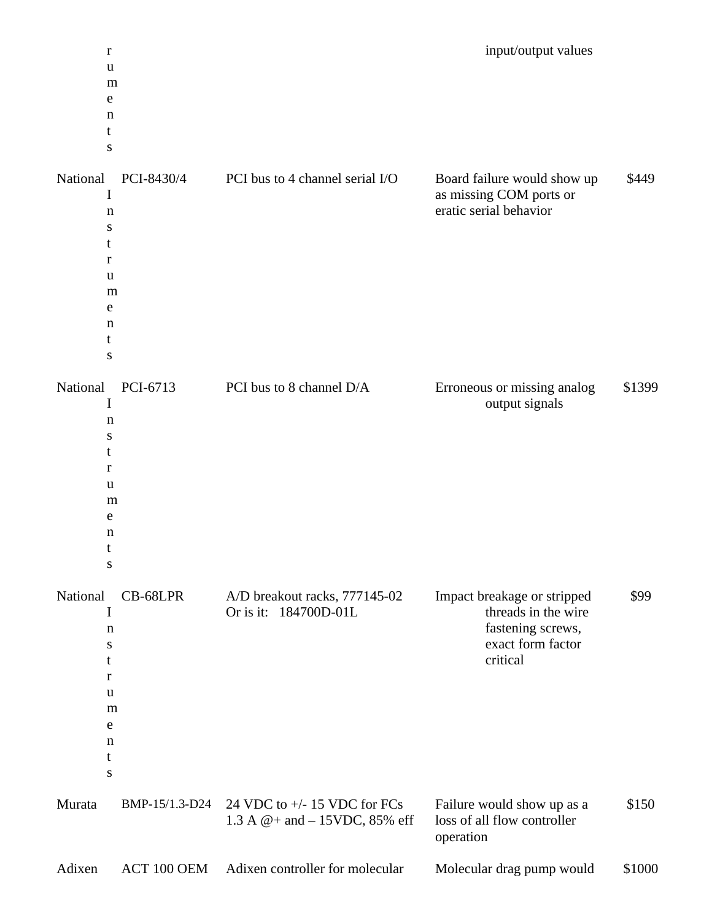| | | | | |
|---|---|---|---|---|
| ruments | | | input/output values | |
| National Instruments | PCI-8430/4 | PCI bus to 4 channel serial I/O | Board failure would show up as missing COM ports or eratic serial behavior | $449 |
| National Instruments | PCI-6713 | PCI bus to 8 channel D/A | Erroneous or missing analog output signals | $1399 |
| National Instruments | CB-68LPR | A/D breakout racks, 777145-02 Or is it: 184700D-01L | Impact breakage or stripped threads in the wire fastening screws, exact form factor critical | $99 |
| Murata | BMP-15/1.3-D24 | 24 VDC to +/- 15 VDC for FCs 1.3 A @+ and – 15VDC, 85% eff | Failure would show up as a loss of all flow controller operation | $150 |
| Adixen | ACT 100 OEM | Adixen controller for molecular | Molecular drag pump would | $1000 |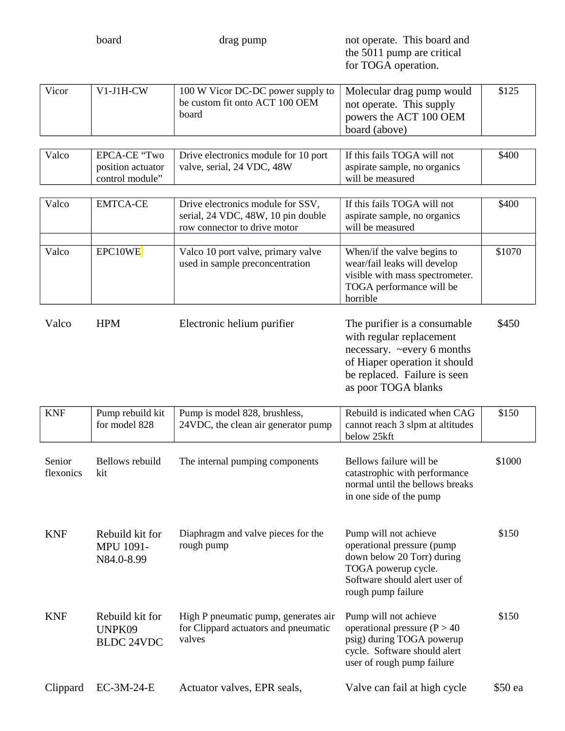| | board | drag pump | not operate. This board and the 5011 pump are critical for TOGA operation. | |
|---|---|---|---|---|
| Vicor | V1-J1H-CW | 100 W Vicor DC-DC power supply to be custom fit onto ACT 100 OEM board | Molecular drag pump would not operate. This supply powers the ACT 100 OEM board (above) | $125 |
| Valco | EPCA-CE "Two position actuator control module" | Drive electronics module for 10 port valve, serial, 24 VDC, 48W | If this fails TOGA will not aspirate sample, no organics will be measured | $400 |
| Valco | EMTCA-CE | Drive electronics module for SSV, serial, 24 VDC, 48W, 10 pin double row connector to drive motor | If this fails TOGA will not aspirate sample, no organics will be measured | $400 |
| | | | | |
| Valco | EPC10WE | Valco 10 port valve, primary valve used in sample preconcentration | When/if the valve begins to wear/fail leaks will develop visible with mass spectrometer. TOGA performance will be horrible | $1070 |
| Valco | HPM | Electronic helium purifier | The purifier is a consumable with regular replacement necessary. ~every 6 months of Hiaper operation it should be replaced. Failure is seen as poor TOGA blanks | $450 |
| KNF | Pump rebuild kit for model 828 | Pump is model 828, brushless, 24VDC, the clean air generator pump | Rebuild is indicated when CAG cannot reach 3 slpm at altitudes below 25kft | $150 |
| Senior flexonics | Bellows rebuild kit | The internal pumping components | Bellows failure will be catastrophic with performance normal until the bellows breaks in one side of the pump | $1000 |
| KNF | Rebuild kit for MPU 1091-N84.0-8.99 | Diaphragm and valve pieces for the rough pump | Pump will not achieve operational pressure (pump down below 20 Torr) during TOGA powerup cycle. Software should alert user of rough pump failure | $150 |
| KNF | Rebuild kit for UNPK09 BLDC 24VDC | High P pneumatic pump, generates air for Clippard actuators and pneumatic valves | Pump will not achieve operational pressure (P > 40 psig) during TOGA powerup cycle. Software should alert user of rough pump failure | $150 |
| Clippard | EC-3M-24-E | Actuator valves, EPR seals, | Valve can fail at high cycle | $50 ea |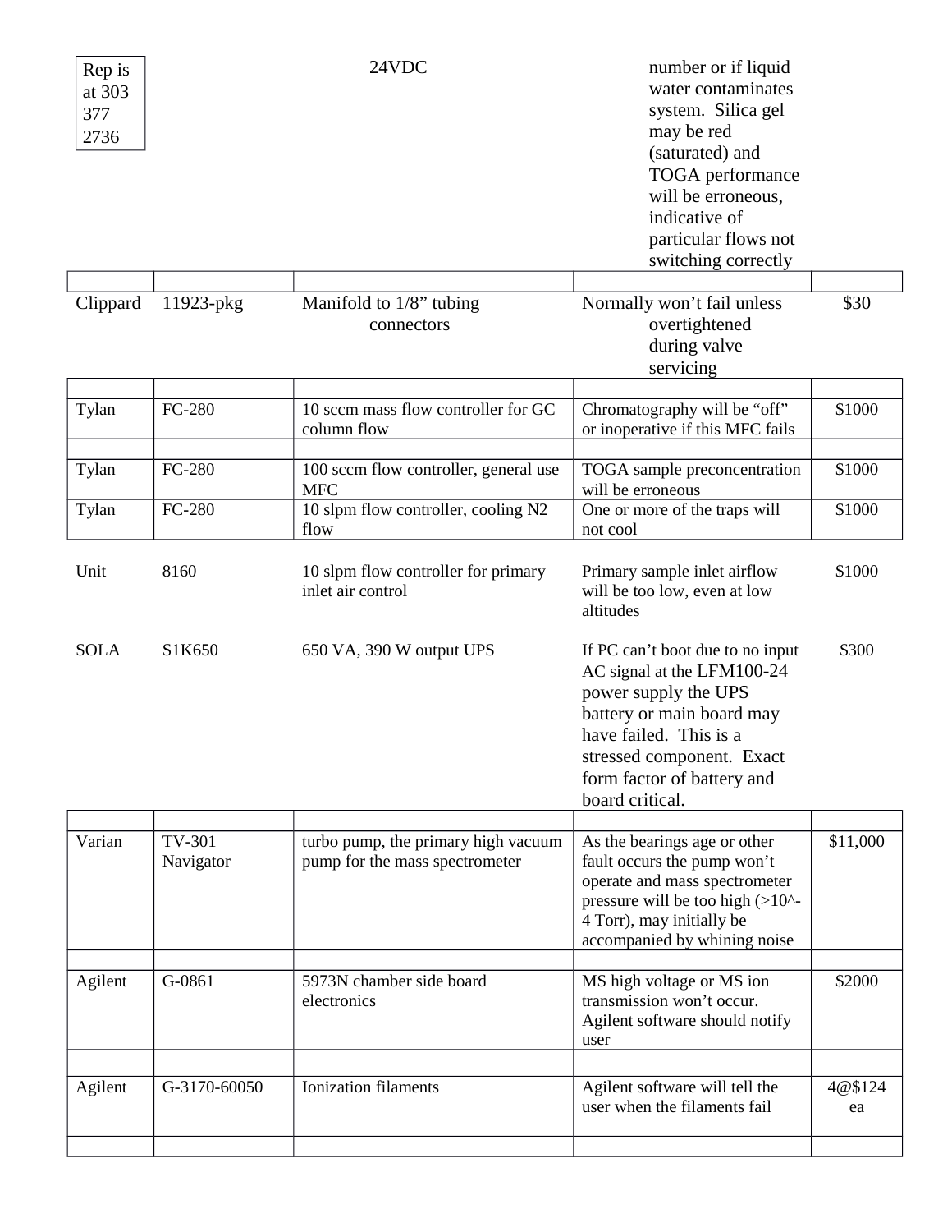| | | | | |
|---|---|---|---|---|
| Rep is at 303 377 2736 | | 24VDC | number or if liquid water contaminates system. Silica gel may be red (saturated) and TOGA performance will be erroneous, indicative of particular flows not switching correctly | |
| | | | | |
| Clippard | 11923-pkg | Manifold to 1/8" tubing connectors | Normally won't fail unless overtightened during valve servicing | $30 |
| | | | | |
| Tylan | FC-280 | 10 sccm mass flow controller for GC column flow | Chromatography will be "off" or inoperative if this MFC fails | $1000 |
| | | | | |
| Tylan | FC-280 | 100 sccm flow controller, general use MFC | TOGA sample preconcentration will be erroneous | $1000 |
| Tylan | FC-280 | 10 slpm flow controller, cooling N2 flow | One or more of the traps will not cool | $1000 |
| Unit | 8160 | 10 slpm flow controller for primary inlet air control | Primary sample inlet airflow will be too low, even at low altitudes | $1000 |
| SOLA | S1K650 | 650 VA, 390 W output UPS | If PC can't boot due to no input AC signal at the LFM100-24 power supply the UPS battery or main board may have failed. This is a stressed component. Exact form factor of battery and board critical. | $300 |
| | | | | |
| Varian | TV-301 Navigator | turbo pump, the primary high vacuum pump for the mass spectrometer | As the bearings age or other fault occurs the pump won't operate and mass spectrometer pressure will be too high (>10^-4 Torr), may initially be accompanied by whining noise | $11,000 |
| | | | | |
| Agilent | G-0861 | 5973N chamber side board electronics | MS high voltage or MS ion transmission won't occur. Agilent software should notify user | $2000 |
| | | | | |
| Agilent | G-3170-60050 | Ionization filaments | Agilent software will tell the user when the filaments fail | 4@$124 ea |
| | | | | |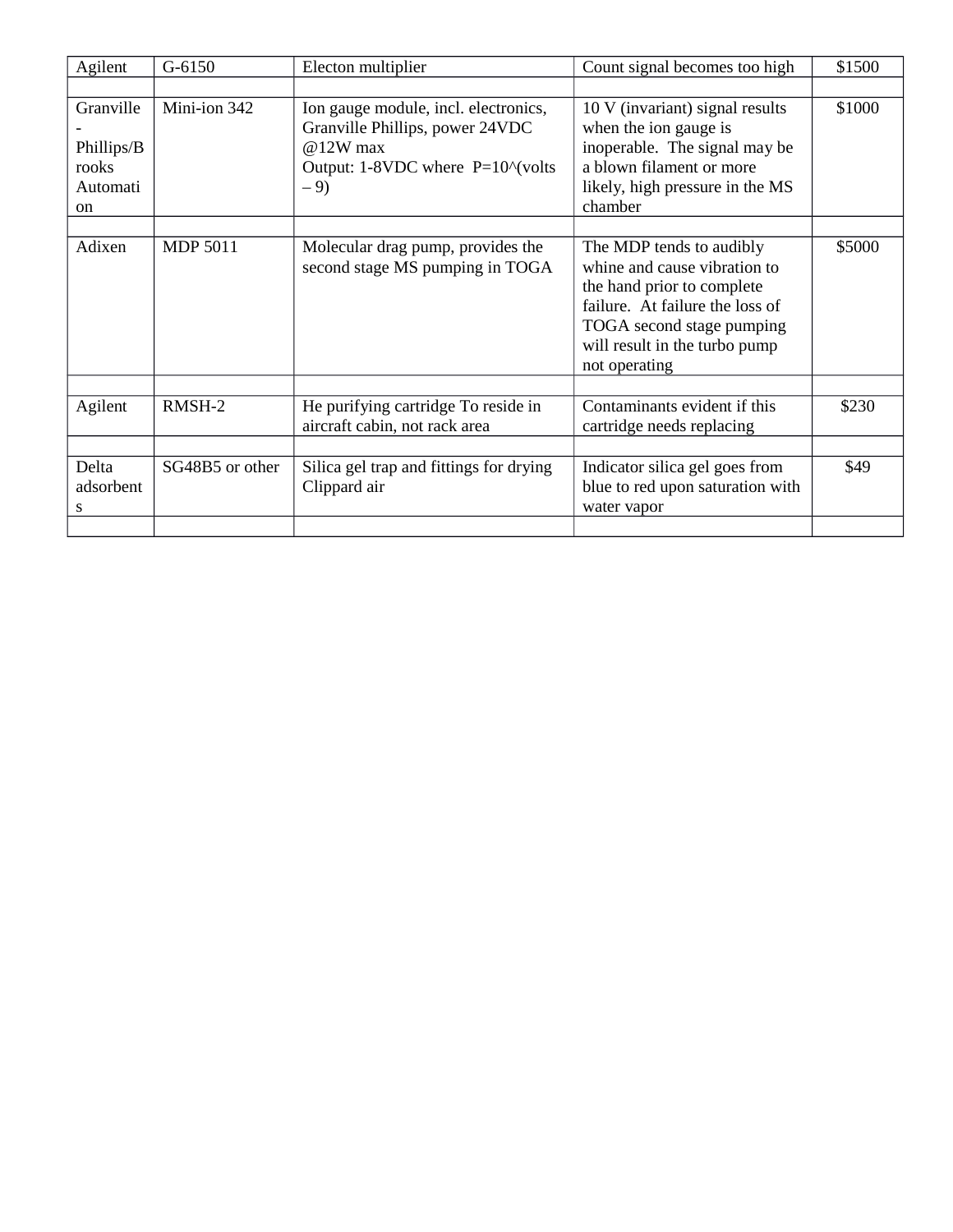| | | | | |
|---|---|---|---|---|
| Agilent | G-6150 | Electon multiplier | Count signal becomes too high | $1500 |
| | | | | |
| Granville-Phillips/Brooks Automation | Mini-ion 342 | Ion gauge module, incl. electronics, Granville Phillips, power 24VDC @12W max<br>Output: 1-8VDC where $P=10^{(volts - 9)}$ | 10 V (invariant) signal results when the ion gauge is inoperable. The signal may be a blown filament or more likely, high pressure in the MS chamber | $1000 |
| | | | | |
| Adixen | MDP 5011 | Molecular drag pump, provides the second stage MS pumping in TOGA | The MDP tends to audibly whine and cause vibration to the hand prior to complete failure. At failure the loss of TOGA second stage pumping will result in the turbo pump not operating | $5000 |
| | | | | |
| Agilent | RMSH-2 | He purifying cartridge To reside in aircraft cabin, not rack area | Contaminants evident if this cartridge needs replacing | $230 |
| | | | | |
| Delta adsorbents | SG48B5 or other | Silica gel trap and fittings for drying Clippard air | Indicator silica gel goes from blue to red upon saturation with water vapor | $49 |
| | | | | |